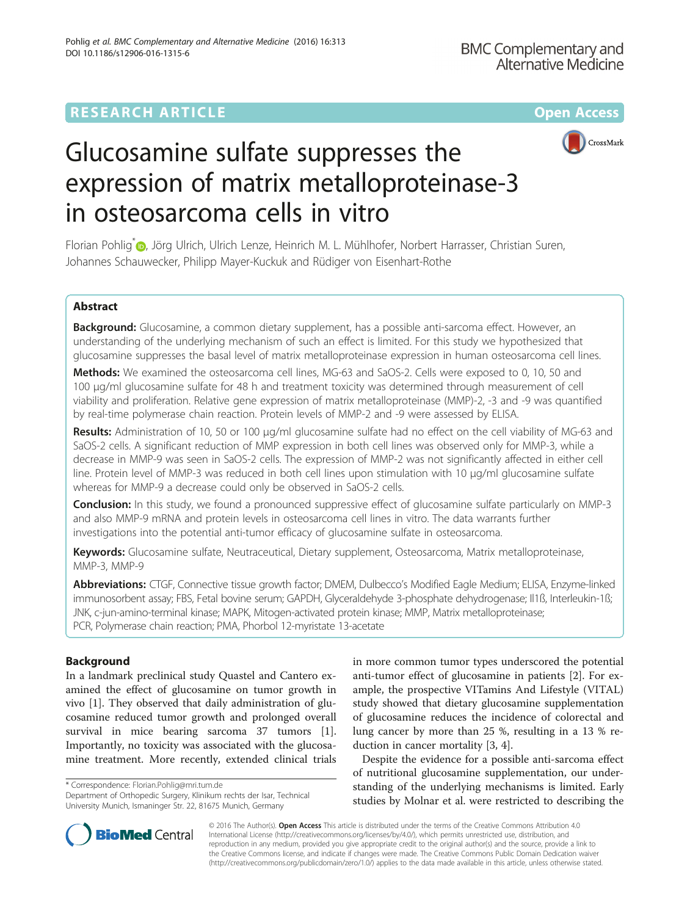RESEARCH ARTICLE

Open Access

# Glucosamine sulfate suppresses the expression of matrix metalloproteinase-3 in osteosarcoma cells in vitro

Florian Pohlig*, Jörg Ulrich, Ulrich Lenze, Heinrich M. L. Mühlhofer, Norbert Harrasser, Christian Suren, Johannes Schauwecker, Philipp Mayer-Kuckuk and Rüdiger von Eisenhart-Rothe

## Abstract

**Background:** Glucosamine, a common dietary supplement, has a possible anti-sarcoma effect. However, an understanding of the underlying mechanism of such an effect is limited. For this study we hypothesized that glucosamine suppresses the basal level of matrix metalloproteinase expression in human osteosarcoma cell lines.

**Methods:** We examined the osteosarcoma cell lines, MG-63 and SaOS-2. Cells were exposed to 0, 10, 50 and 100 μg/ml glucosamine sulfate for 48 h and treatment toxicity was determined through measurement of cell viability and proliferation. Relative gene expression of matrix metalloproteinase (MMP)-2, -3 and -9 was quantified by real-time polymerase chain reaction. Protein levels of MMP-2 and -9 were assessed by ELISA.

**Results:** Administration of 10, 50 or 100 μg/ml glucosamine sulfate had no effect on the cell viability of MG-63 and SaOS-2 cells. A significant reduction of MMP expression in both cell lines was observed only for MMP-3, while a decrease in MMP-9 was seen in SaOS-2 cells. The expression of MMP-2 was not significantly affected in either cell line. Protein level of MMP-3 was reduced in both cell lines upon stimulation with 10 μg/ml glucosamine sulfate whereas for MMP-9 a decrease could only be observed in SaOS-2 cells.

**Conclusion:** In this study, we found a pronounced suppressive effect of glucosamine sulfate particularly on MMP-3 and also MMP-9 mRNA and protein levels in osteosarcoma cell lines in vitro. The data warrants further investigations into the potential anti-tumor efficacy of glucosamine sulfate in osteosarcoma.

**Keywords:** Glucosamine sulfate, Neutraceutical, Dietary supplement, Osteosarcoma, Matrix metalloproteinase, MMP-3, MMP-9

**Abbreviations:** CTGF, Connective tissue growth factor; DMEM, Dulbecco's Modified Eagle Medium; ELISA, Enzyme-linked immunosorbent assay; FBS, Fetal bovine serum; GAPDH, Glyceraldehyde 3-phosphate dehydrogenase; Il1ß, Interleukin-1ß; JNK, c-jun-amino-terminal kinase; MAPK, Mitogen-activated protein kinase; MMP, Matrix metalloproteinase; PCR, Polymerase chain reaction; PMA, Phorbol 12-myristate 13-acetate

## Background

In a landmark preclinical study Quastel and Cantero examined the effect of glucosamine on tumor growth in vivo [1]. They observed that daily administration of glucosamine reduced tumor growth and prolonged overall survival in mice bearing sarcoma 37 tumors [1]. Importantly, no toxicity was associated with the glucosamine treatment. More recently, extended clinical trials in more common tumor types underscored the potential anti-tumor effect of glucosamine in patients [2]. For example, the prospective VITamins And Lifestyle (VITAL) study showed that dietary glucosamine supplementation of glucosamine reduces the incidence of colorectal and lung cancer by more than 25 %, resulting in a 13 % reduction in cancer mortality [3, 4].

Despite the evidence for a possible anti-sarcoma effect of nutritional glucosamine supplementation, our understanding of the underlying mechanisms is limited. Early studies by Molnar et al. were restricted to describing the

* Correspondence: Florian.Pohlig@mri.tum.de
Department of Orthopedic Surgery, Klinikum rechts der Isar, Technical University Munich, Ismaninger Str. 22, 81675 Munich, Germany

© 2016 The Author(s). **Open Access** This article is distributed under the terms of the Creative Commons Attribution 4.0 International License (http://creativecommons.org/licenses/by/4.0/), which permits unrestricted use, distribution, and reproduction in any medium, provided you give appropriate credit to the original author(s) and the source, provide a link to the Creative Commons license, and indicate if changes were made. The Creative Commons Public Domain Dedication waiver (http://creativecommons.org/publicdomain/zero/1.0/) applies to the data made available in this article, unless otherwise stated.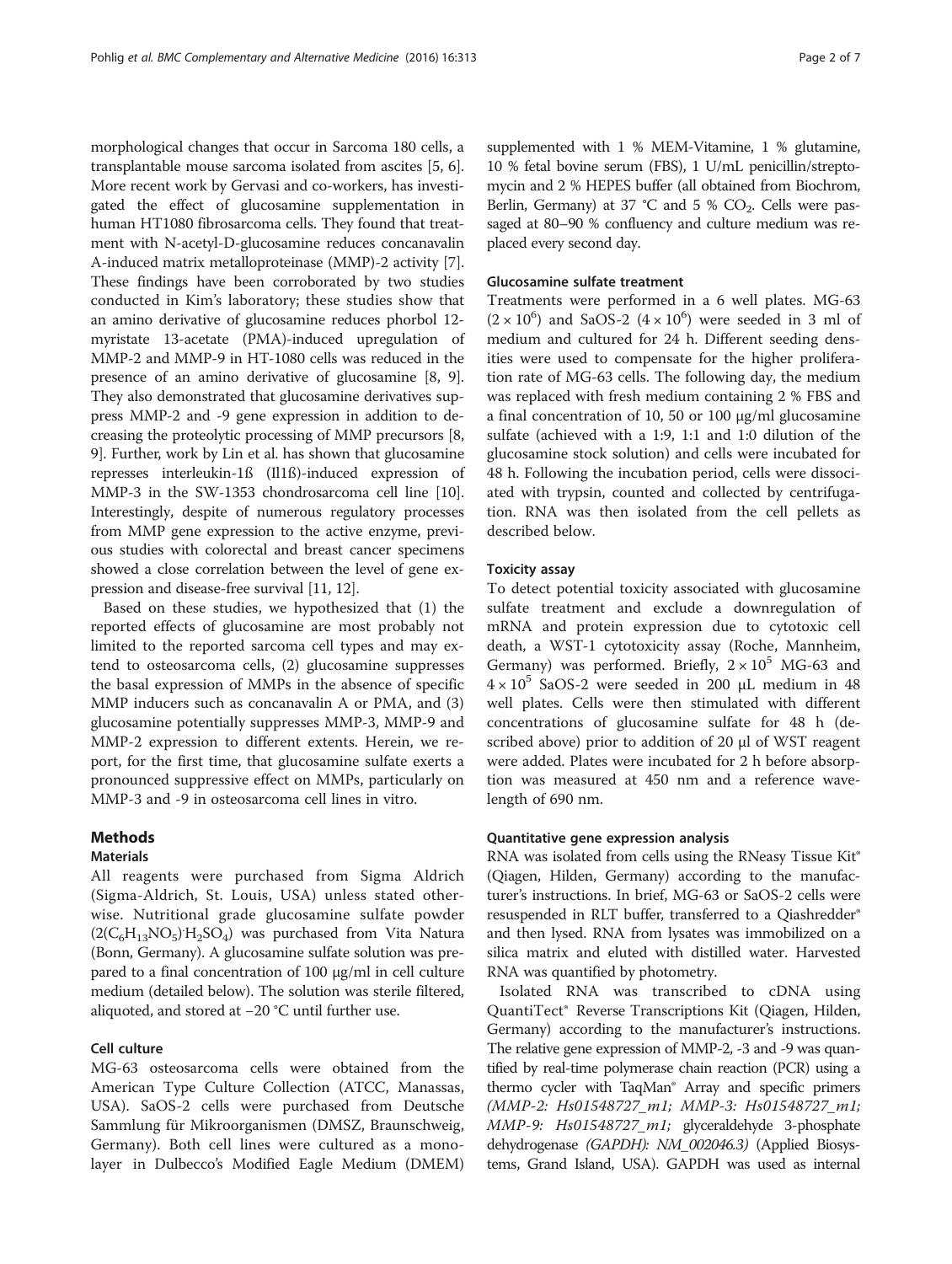morphological changes that occur in Sarcoma 180 cells, a transplantable mouse sarcoma isolated from ascites [5, 6]. More recent work by Gervasi and co-workers, has investigated the effect of glucosamine supplementation in human HT1080 fibrosarcoma cells. They found that treatment with N-acetyl-D-glucosamine reduces concanavalin A-induced matrix metalloproteinase (MMP)-2 activity [7]. These findings have been corroborated by two studies conducted in Kim's laboratory; these studies show that an amino derivative of glucosamine reduces phorbol 12-myristate 13-acetate (PMA)-induced upregulation of MMP-2 and MMP-9 in HT-1080 cells was reduced in the presence of an amino derivative of glucosamine [8, 9]. They also demonstrated that glucosamine derivatives suppress MMP-2 and -9 gene expression in addition to decreasing the proteolytic processing of MMP precursors [8, 9]. Further, work by Lin et al. has shown that glucosamine represses interleukin-1ß (Il1ß)-induced expression of MMP-3 in the SW-1353 chondrosarcoma cell line [10]. Interestingly, despite of numerous regulatory processes from MMP gene expression to the active enzyme, previous studies with colorectal and breast cancer specimens showed a close correlation between the level of gene expression and disease-free survival [11, 12].

Based on these studies, we hypothesized that (1) the reported effects of glucosamine are most probably not limited to the reported sarcoma cell types and may extend to osteosarcoma cells, (2) glucosamine suppresses the basal expression of MMPs in the absence of specific MMP inducers such as concanavalin A or PMA, and (3) glucosamine potentially suppresses MMP-3, MMP-9 and MMP-2 expression to different extents. Herein, we report, for the first time, that glucosamine sulfate exerts a pronounced suppressive effect on MMPs, particularly on MMP-3 and -9 in osteosarcoma cell lines in vitro.

## Methods

### Materials

All reagents were purchased from Sigma Aldrich (Sigma-Aldrich, St. Louis, USA) unless stated otherwise. Nutritional grade glucosamine sulfate powder ($2(C_6H_{13}NO_5) \cdot H_2SO_4$) was purchased from Vita Natura (Bonn, Germany). A glucosamine sulfate solution was prepared to a final concentration of 100 μg/ml in cell culture medium (detailed below). The solution was sterile filtered, aliquoted, and stored at −20 °C until further use.

### Cell culture

MG-63 osteosarcoma cells were obtained from the American Type Culture Collection (ATCC, Manassas, USA). SaOS-2 cells were purchased from Deutsche Sammlung für Mikroorganismen (DMSZ, Braunschweig, Germany). Both cell lines were cultured as a monolayer in Dulbecco's Modified Eagle Medium (DMEM) supplemented with 1 % MEM-Vitamine, 1 % glutamine, 10 % fetal bovine serum (FBS), 1 U/mL penicillin/streptomycin and 2 % HEPES buffer (all obtained from Biochrom, Berlin, Germany) at 37 °C and 5 % $CO_2$. Cells were passaged at 80–90 % confluency and culture medium was replaced every second day.

### Glucosamine sulfate treatment

Treatments were performed in a 6 well plates. MG-63 ($2 \times 10^6$) and SaOS-2 ($4 \times 10^6$) were seeded in 3 ml of medium and cultured for 24 h. Different seeding densities were used to compensate for the higher proliferation rate of MG-63 cells. The following day, the medium was replaced with fresh medium containing 2 % FBS and a final concentration of 10, 50 or 100 μg/ml glucosamine sulfate (achieved with a 1:9, 1:1 and 1:0 dilution of the glucosamine stock solution) and cells were incubated for 48 h. Following the incubation period, cells were dissociated with trypsin, counted and collected by centrifugation. RNA was then isolated from the cell pellets as described below.

### Toxicity assay

To detect potential toxicity associated with glucosamine sulfate treatment and exclude a downregulation of mRNA and protein expression due to cytotoxic cell death, a WST-1 cytotoxicity assay (Roche, Mannheim, Germany) was performed. Briefly, $2 \times 10^5$ MG-63 and $4 \times 10^5$ SaOS-2 were seeded in 200 μL medium in 48 well plates. Cells were then stimulated with different concentrations of glucosamine sulfate for 48 h (described above) prior to addition of 20 μl of WST reagent were added. Plates were incubated for 2 h before absorption was measured at 450 nm and a reference wavelength of 690 nm.

### Quantitative gene expression analysis

RNA was isolated from cells using the RNeasy Tissue Kit® (Qiagen, Hilden, Germany) according to the manufacturer's instructions. In brief, MG-63 or SaOS-2 cells were resuspended in RLT buffer, transferred to a Qiashredder® and then lysed. RNA from lysates was immobilized on a silica matrix and eluted with distilled water. Harvested RNA was quantified by photometry.

Isolated RNA was transcribed to cDNA using QuantiTect® Reverse Transcriptions Kit (Qiagen, Hilden, Germany) according to the manufacturer's instructions. The relative gene expression of MMP-2, -3 and -9 was quantified by real-time polymerase chain reaction (PCR) using a thermo cycler with TaqMan® Array and specific primers *(MMP-2: Hs01548727_m1; MMP-3: Hs01548727_m1; MMP-9: Hs01548727_m1;* glyceraldehyde 3-phosphate dehydrogenase *(GAPDH): NM_002046.3)* (Applied Biosystems, Grand Island, USA). GAPDH was used as internal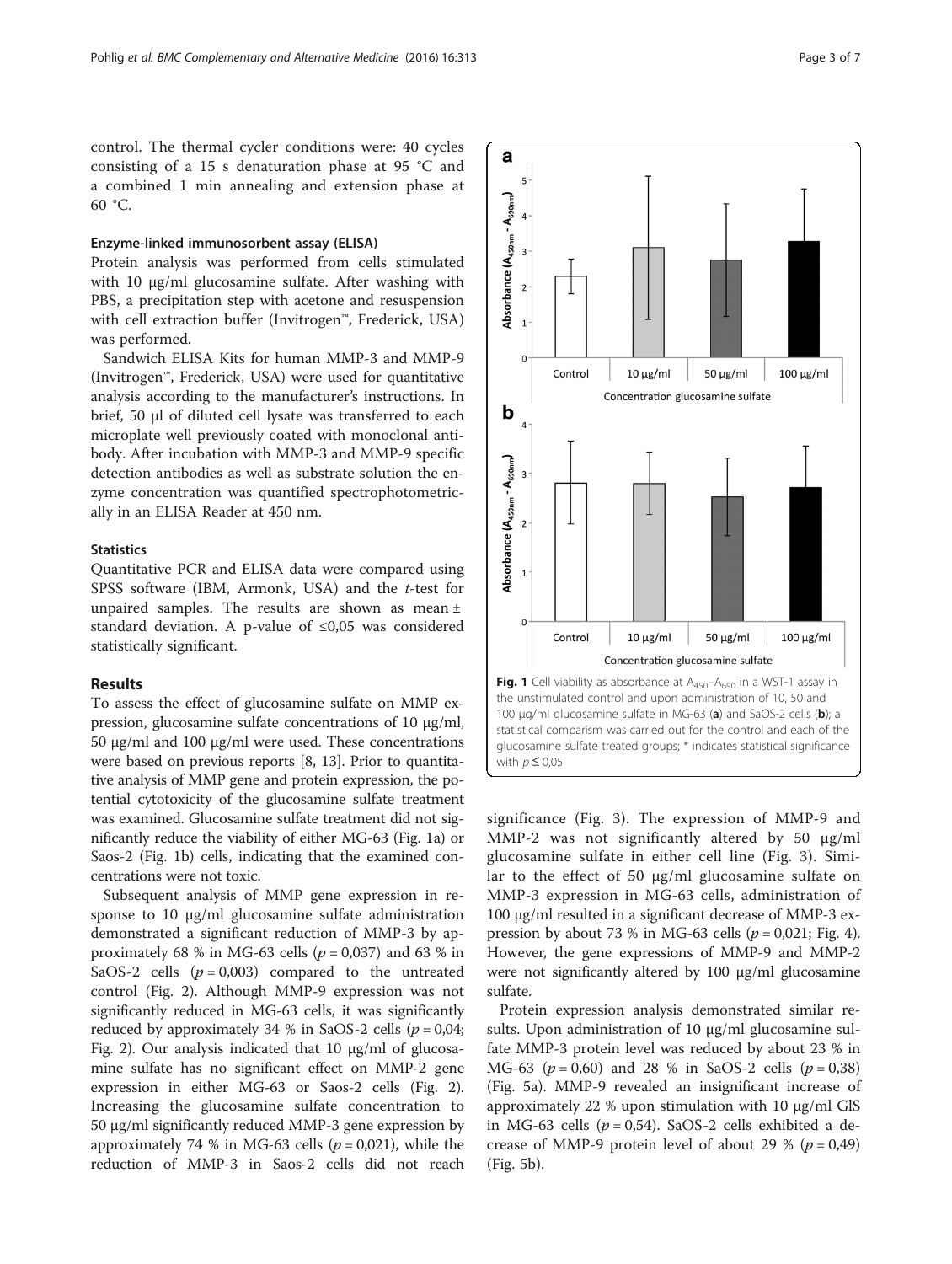control. The thermal cycler conditions were: 40 cycles consisting of a 15 s denaturation phase at 95 °C and a combined 1 min annealing and extension phase at 60 °C.

### Enzyme-linked immunosorbent assay (ELISA)

Protein analysis was performed from cells stimulated with 10 μg/ml glucosamine sulfate. After washing with PBS, a precipitation step with acetone and resuspension with cell extraction buffer (Invitrogen™, Frederick, USA) was performed.

Sandwich ELISA Kits for human MMP-3 and MMP-9 (Invitrogen™, Frederick, USA) were used for quantitative analysis according to the manufacturer's instructions. In brief, 50 μl of diluted cell lysate was transferred to each microplate well previously coated with monoclonal antibody. After incubation with MMP-3 and MMP-9 specific detection antibodies as well as substrate solution the enzyme concentration was quantified spectrophotometrically in an ELISA Reader at 450 nm.

### Statistics

Quantitative PCR and ELISA data were compared using SPSS software (IBM, Armonk, USA) and the *t*-test for unpaired samples. The results are shown as mean ± standard deviation. A p-value of ≤0,05 was considered statistically significant.

## Results

To assess the effect of glucosamine sulfate on MMP expression, glucosamine sulfate concentrations of 10 μg/ml, 50 μg/ml and 100 μg/ml were used. These concentrations were based on previous reports [8, 13]. Prior to quantitative analysis of MMP gene and protein expression, the potential cytotoxicity of the glucosamine sulfate treatment was examined. Glucosamine sulfate treatment did not significantly reduce the viability of either MG-63 (Fig. 1a) or Saos-2 (Fig. 1b) cells, indicating that the examined concentrations were not toxic.

Subsequent analysis of MMP gene expression in response to 10 μg/ml glucosamine sulfate administration demonstrated a significant reduction of MMP-3 by approximately 68 % in MG-63 cells ($p = 0{,}037$) and 63 % in SaOS-2 cells ($p = 0{,}003$) compared to the untreated control (Fig. 2). Although MMP-9 expression was not significantly reduced in MG-63 cells, it was significantly reduced by approximately 34 % in SaOS-2 cells ($p = 0{,}04$; Fig. 2). Our analysis indicated that 10 μg/ml of glucosamine sulfate has no significant effect on MMP-2 gene expression in either MG-63 or Saos-2 cells (Fig. 2). Increasing the glucosamine sulfate concentration to 50 μg/ml significantly reduced MMP-3 gene expression by approximately 74 % in MG-63 cells ($p = 0{,}021$), while the reduction of MMP-3 in Saos-2 cells did not reach significance (Fig. 3). The expression of MMP-9 and MMP-2 was not significantly altered by 50 μg/ml glucosamine sulfate in either cell line (Fig. 3). Similar to the effect of 50 μg/ml glucosamine sulfate on MMP-3 expression in MG-63 cells, administration of 100 μg/ml resulted in a significant decrease of MMP-3 expression by about 73 % in MG-63 cells ($p = 0{,}021$; Fig. 4). However, the gene expressions of MMP-9 and MMP-2 were not significantly altered by 100 μg/ml glucosamine sulfate.

a

Absorbance ($A_{450nm} - A_{690nm}$)

5
4
3
2
1
0

Control
10 μg/ml
50 μg/ml
100 μg/ml

Concentration glucosamine sulfate

b

Absorbance ($A_{450nm} - A_{690nm}$)

4
3
2
1
0

Control
10 μg/ml
50 μg/ml
100 μg/ml

Concentration glucosamine sulfate

**Fig. 1** Cell viability as absorbance at $A_{450}$–$A_{690}$ in a WST-1 assay in the unstimulated control and upon administration of 10, 50 and 100 μg/ml glucosamine sulfate in MG-63 (**a**) and SaOS-2 cells (**b**); a statistical comparism was carried out for the control and each of the glucosamine sulfate treated groups; * indicates statistical significance with $p \leq 0{,}05$

Protein expression analysis demonstrated similar results. Upon administration of 10 μg/ml glucosamine sulfate MMP-3 protein level was reduced by about 23 % in MG-63 ($p = 0{,}60$) and 28 % in SaOS-2 cells ($p = 0{,}38$) (Fig. 5a). MMP-9 revealed an insignificant increase of approximately 22 % upon stimulation with 10 μg/ml GlS in MG-63 cells ($p = 0{,}54$). SaOS-2 cells exhibited a decrease of MMP-9 protein level of about 29 % ($p = 0{,}49$) (Fig. 5b).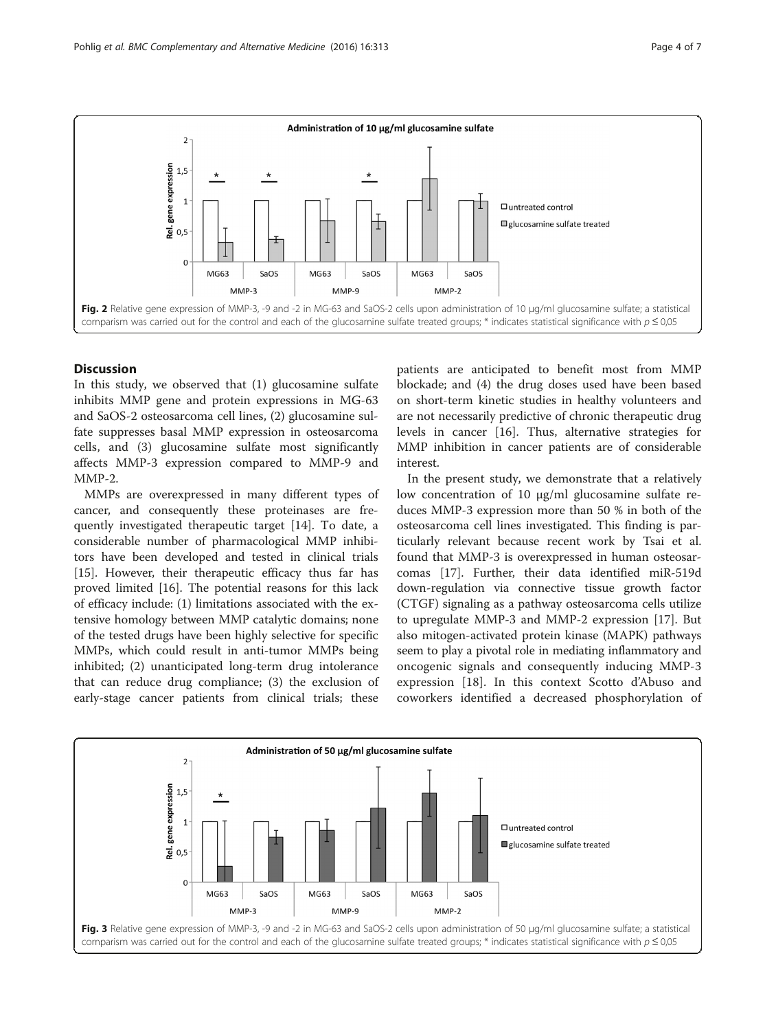Administration of 10 µg/ml glucosamine sulfate

Rel. gene expression

2

1,5

1

0,5

0

*

*

*

MG63

SaOS

MG63

SaOS

MG63

SaOS

MMP-3

MMP-9

MMP-2

untreated control

glucosamine sulfate treated

**Fig. 2** Relative gene expression of MMP-3, -9 and -2 in MG-63 and SaOS-2 cells upon administration of 10 µg/ml glucosamine sulfate; a statistical comparism was carried out for the control and each of the glucosamine sulfate treated groups; * indicates statistical significance with $p \leq 0{,}05$

## Discussion

In this study, we observed that (1) glucosamine sulfate inhibits MMP gene and protein expressions in MG-63 and SaOS-2 osteosarcoma cell lines, (2) glucosamine sulfate suppresses basal MMP expression in osteosarcoma cells, and (3) glucosamine sulfate most significantly affects MMP-3 expression compared to MMP-9 and MMP-2.

MMPs are overexpressed in many different types of cancer, and consequently these proteinases are frequently investigated therapeutic target [14]. To date, a considerable number of pharmacological MMP inhibitors have been developed and tested in clinical trials [15]. However, their therapeutic efficacy thus far has proved limited [16]. The potential reasons for this lack of efficacy include: (1) limitations associated with the extensive homology between MMP catalytic domains; none of the tested drugs have been highly selective for specific MMPs, which could result in anti-tumor MMPs being inhibited; (2) unanticipated long-term drug intolerance that can reduce drug compliance; (3) the exclusion of early-stage cancer patients from clinical trials; these patients are anticipated to benefit most from MMP blockade; and (4) the drug doses used have been based on short-term kinetic studies in healthy volunteers and are not necessarily predictive of chronic therapeutic drug levels in cancer [16]. Thus, alternative strategies for MMP inhibition in cancer patients are of considerable interest.

In the present study, we demonstrate that a relatively low concentration of 10 µg/ml glucosamine sulfate reduces MMP-3 expression more than 50 % in both of the osteosarcoma cell lines investigated. This finding is particularly relevant because recent work by Tsai et al. found that MMP-3 is overexpressed in human osteosarcomas [17]. Further, their data identified miR-519d down-regulation via connective tissue growth factor (CTGF) signaling as a pathway osteosarcoma cells utilize to upregulate MMP-3 and MMP-2 expression [17]. But also mitogen-activated protein kinase (MAPK) pathways seem to play a pivotal role in mediating inflammatory and oncogenic signals and consequently inducing MMP-3 expression [18]. In this context Scotto d'Abuso and coworkers identified a decreased phosphorylation of

Administration of 50 µg/ml glucosamine sulfate

Rel. gene expression

2

1,5

1

0,5

0

*

MG63

SaOS

MG63

SaOS

MG63

SaOS

MMP-3

MMP-9

MMP-2

untreated control

glucosamine sulfate treated

**Fig. 3** Relative gene expression of MMP-3, -9 and -2 in MG-63 and SaOS-2 cells upon administration of 50 µg/ml glucosamine sulfate; a statistical comparism was carried out for the control and each of the glucosamine sulfate treated groups; * indicates statistical significance with $p \leq 0{,}05$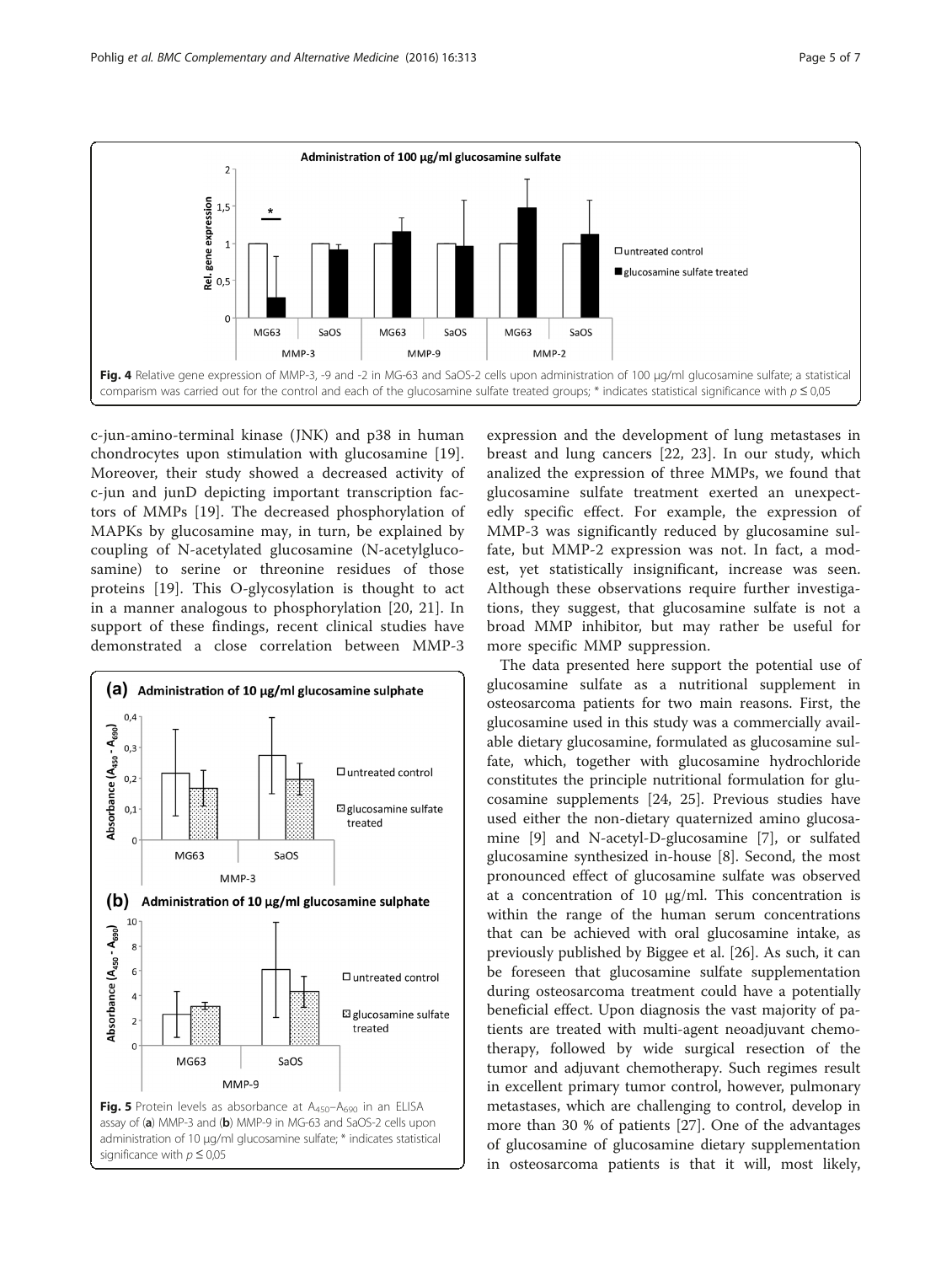Administration of 100 µg/ml glucosamine sulfate

Rel. gene expression

2

1,5

1

0,5

0

*

MG63 SaOS MG63 SaOS MG63 SaOS

MMP-3 MMP-9 MMP-2

□ untreated control

■ glucosamine sulfate treated

**Fig. 4** Relative gene expression of MMP-3, -9 and -2 in MG-63 and SaOS-2 cells upon administration of 100 µg/ml glucosamine sulfate; a statistical comparism was carried out for the control and each of the glucosamine sulfate treated groups; * indicates statistical significance with $p \leq 0{,}05$

c-jun-amino-terminal kinase (JNK) and p38 in human chondrocytes upon stimulation with glucosamine [19]. Moreover, their study showed a decreased activity of c-jun and junD depicting important transcription factors of MMPs [19]. The decreased phosphorylation of MAPKs by glucosamine may, in turn, be explained by coupling of N-acetylated glucosamine (N-acetylglucosamine) to serine or threonine residues of those proteins [19]. This O-glycosylation is thought to act in a manner analogous to phosphorylation [20, 21]. In support of these findings, recent clinical studies have demonstrated a close correlation between MMP-3 expression and the development of lung metastases in breast and lung cancers [22, 23]. In our study, which analized the expression of three MMPs, we found that glucosamine sulfate treatment exerted an unexpectedly specific effect. For example, the expression of MMP-3 was significantly reduced by glucosamine sulfate, but MMP-2 expression was not. In fact, a modest, yet statistically insignificant, increase was seen. Although these observations require further investigations, they suggest, that glucosamine sulfate is not a broad MMP inhibitor, but may rather be useful for more specific MMP suppression.

**(a)** Administration of 10 µg/ml glucosamine sulphate

Absorbance ($A_{450}$ - $A_{690}$)

0,4

0,3

0,2

0,1

0

MG63 SaOS

MMP-3

□ untreated control

▨ glucosamine sulfate treated

**(b)** Administration of 10 µg/ml glucosamine sulphate

Absorbance ($A_{450}$ - $A_{690}$)

10

8

6

4

2

0

MG63 SaOS

MMP-9

□ untreated control

▨ glucosamine sulfate treated

**Fig. 5** Protein levels as absorbance at $A_{450}$–$A_{690}$ in an ELISA assay of (**a**) MMP-3 and (**b**) MMP-9 in MG-63 and SaOS-2 cells upon administration of 10 µg/ml glucosamine sulfate; * indicates statistical significance with $p \leq 0{,}05$

The data presented here support the potential use of glucosamine sulfate as a nutritional supplement in osteosarcoma patients for two main reasons. First, the glucosamine used in this study was a commercially available dietary glucosamine, formulated as glucosamine sulfate, which, together with glucosamine hydrochloride constitutes the principle nutritional formulation for glucosamine supplements [24, 25]. Previous studies have used either the non-dietary quaternized amino glucosamine [9] and N-acetyl-D-glucosamine [7], or sulfated glucosamine synthesized in-house [8]. Second, the most pronounced effect of glucosamine sulfate was observed at a concentration of 10 µg/ml. This concentration is within the range of the human serum concentrations that can be achieved with oral glucosamine intake, as previously published by Biggee et al. [26]. As such, it can be foreseen that glucosamine sulfate supplementation during osteosarcoma treatment could have a potentially beneficial effect. Upon diagnosis the vast majority of patients are treated with multi-agent neoadjuvant chemotherapy, followed by wide surgical resection of the tumor and adjuvant chemotherapy. Such regimes result in excellent primary tumor control, however, pulmonary metastases, which are challenging to control, develop in more than 30 % of patients [27]. One of the advantages of glucosamine of glucosamine dietary supplementation in osteosarcoma patients is that it will, most likely,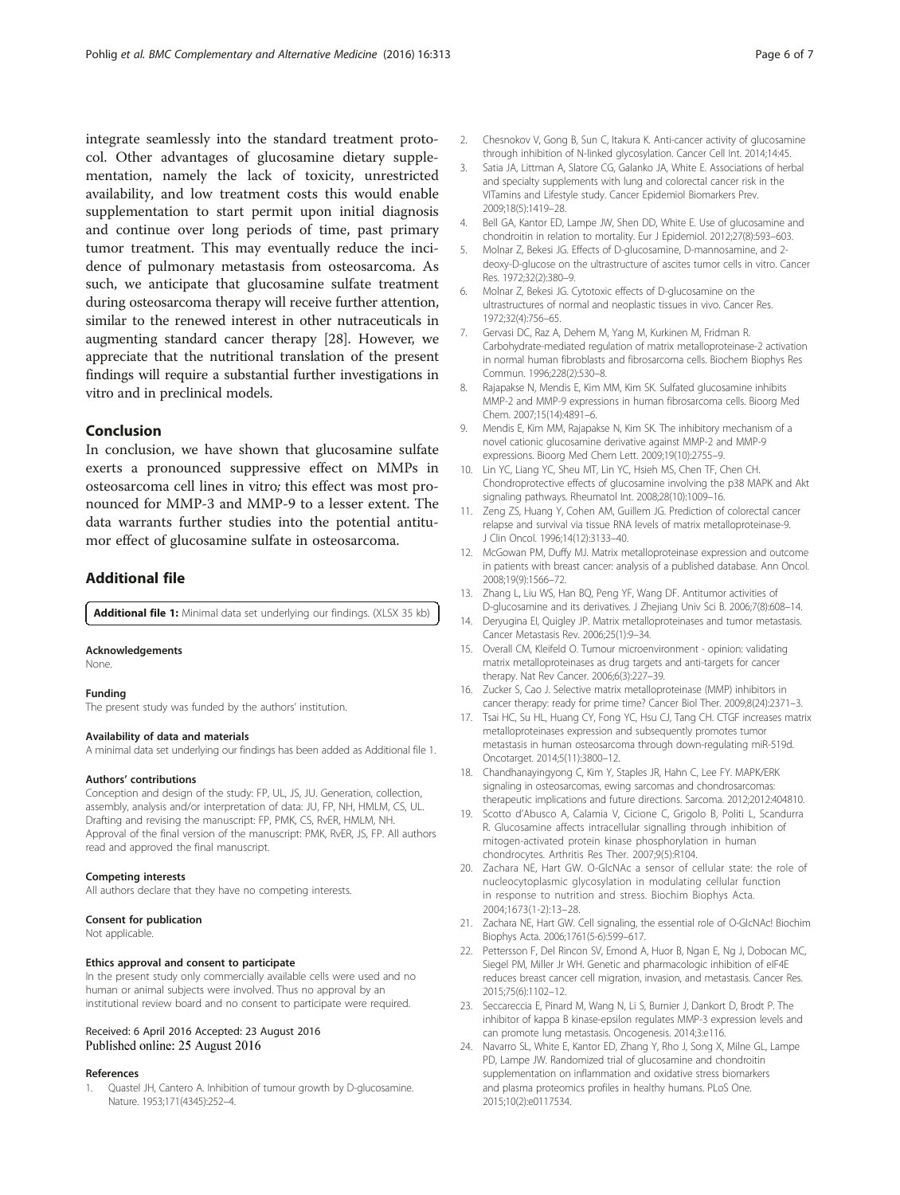integrate seamlessly into the standard treatment protocol. Other advantages of glucosamine dietary supplementation, namely the lack of toxicity, unrestricted availability, and low treatment costs this would enable supplementation to start permit upon initial diagnosis and continue over long periods of time, past primary tumor treatment. This may eventually reduce the incidence of pulmonary metastasis from osteosarcoma. As such, we anticipate that glucosamine sulfate treatment during osteosarcoma therapy will receive further attention, similar to the renewed interest in other nutraceuticals in augmenting standard cancer therapy [28]. However, we appreciate that the nutritional translation of the present findings will require a substantial further investigations in vitro and in preclinical models.

## Conclusion

In conclusion, we have shown that glucosamine sulfate exerts a pronounced suppressive effect on MMPs in osteosarcoma cell lines in vitro; this effect was most pronounced for MMP-3 and MMP-9 to a lesser extent. The data warrants further studies into the potential antitumor effect of glucosamine sulfate in osteosarcoma.

## Additional file

**Additional file 1:** Minimal data set underlying our findings. (XLSX 35 kb)

#### Acknowledgements

None.

#### Funding

The present study was funded by the authors' institution.

#### Availability of data and materials

A minimal data set underlying our findings has been added as Additional file 1.

#### Authors' contributions

Conception and design of the study: FP, UL, JS, JU. Generation, collection, assembly, analysis and/or interpretation of data: JU, FP, NH, HMLM, CS, UL. Drafting and revising the manuscript: FP, PMK, CS, RvER, HMLM, NH. Approval of the final version of the manuscript: PMK, RvER, JS, FP. All authors read and approved the final manuscript.

#### Competing interests

All authors declare that they have no competing interests.

#### Consent for publication

Not applicable.

#### Ethics approval and consent to participate

In the present study only commercially available cells were used and no human or animal subjects were involved. Thus no approval by an institutional review board and no consent to participate were required.

Received: 6 April 2016 Accepted: 23 August 2016
Published online: 25 August 2016

#### References

1. Quastel JH, Cantero A. Inhibition of tumour growth by D-glucosamine. Nature. 1953;171(4345):252–4.
2. Chesnokov V, Gong B, Sun C, Itakura K. Anti-cancer activity of glucosamine through inhibition of N-linked glycosylation. Cancer Cell Int. 2014;14:45.
3. Satia JA, Littman A, Slatore CG, Galanko JA, White E. Associations of herbal and specialty supplements with lung and colorectal cancer risk in the VITamins and Lifestyle study. Cancer Epidemiol Biomarkers Prev. 2009;18(5):1419–28.
4. Bell GA, Kantor ED, Lampe JW, Shen DD, White E. Use of glucosamine and chondroitin in relation to mortality. Eur J Epidemiol. 2012;27(8):593–603.
5. Molnar Z, Bekesi JG. Effects of D-glucosamine, D-mannosamine, and 2-deoxy-D-glucose on the ultrastructure of ascites tumor cells in vitro. Cancer Res. 1972;32(2):380–9.
6. Molnar Z, Bekesi JG. Cytotoxic effects of D-glucosamine on the ultrastructures of normal and neoplastic tissues in vivo. Cancer Res. 1972;32(4):756–65.
7. Gervasi DC, Raz A, Dehem M, Yang M, Kurkinen M, Fridman R. Carbohydrate-mediated regulation of matrix metalloproteinase-2 activation in normal human fibroblasts and fibrosarcoma cells. Biochem Biophys Res Commun. 1996;228(2):530–8.
8. Rajapakse N, Mendis E, Kim MM, Kim SK. Sulfated glucosamine inhibits MMP-2 and MMP-9 expressions in human fibrosarcoma cells. Bioorg Med Chem. 2007;15(14):4891–6.
9. Mendis E, Kim MM, Rajapakse N, Kim SK. The inhibitory mechanism of a novel cationic glucosamine derivative against MMP-2 and MMP-9 expressions. Bioorg Med Chem Lett. 2009;19(10):2755–9.
10. Lin YC, Liang YC, Sheu MT, Lin YC, Hsieh MS, Chen TF, Chen CH. Chondroprotective effects of glucosamine involving the p38 MAPK and Akt signaling pathways. Rheumatol Int. 2008;28(10):1009–16.
11. Zeng ZS, Huang Y, Cohen AM, Guillem JG. Prediction of colorectal cancer relapse and survival via tissue RNA levels of matrix metalloproteinase-9. J Clin Oncol. 1996;14(12):3133–40.
12. McGowan PM, Duffy MJ. Matrix metalloproteinase expression and outcome in patients with breast cancer: analysis of a published database. Ann Oncol. 2008;19(9):1566–72.
13. Zhang L, Liu WS, Han BQ, Peng YF, Wang DF. Antitumor activities of D-glucosamine and its derivatives. J Zhejiang Univ Sci B. 2006;7(8):608–14.
14. Deryugina EI, Quigley JP. Matrix metalloproteinases and tumor metastasis. Cancer Metastasis Rev. 2006;25(1):9–34.
15. Overall CM, Kleifeld O. Tumour microenvironment - opinion: validating matrix metalloproteinases as drug targets and anti-targets for cancer therapy. Nat Rev Cancer. 2006;6(3):227–39.
16. Zucker S, Cao J. Selective matrix metalloproteinase (MMP) inhibitors in cancer therapy: ready for prime time? Cancer Biol Ther. 2009;8(24):2371–3.
17. Tsai HC, Su HL, Huang CY, Fong YC, Hsu CJ, Tang CH. CTGF increases matrix metalloproteinases expression and subsequently promotes tumor metastasis in human osteosarcoma through down-regulating miR-519d. Oncotarget. 2014;5(11):3800–12.
18. Chandhanayingyong C, Kim Y, Staples JR, Hahn C, Lee FY. MAPK/ERK signaling in osteosarcomas, ewing sarcomas and chondrosarcomas: therapeutic implications and future directions. Sarcoma. 2012;2012:404810.
19. Scotto d'Abusco A, Calamia V, Cicione C, Grigolo B, Politi L, Scandurra R. Glucosamine affects intracellular signalling through inhibition of mitogen-activated protein kinase phosphorylation in human chondrocytes. Arthritis Res Ther. 2007;9(5):R104.
20. Zachara NE, Hart GW. O-GlcNAc a sensor of cellular state: the role of nucleocytoplasmic glycosylation in modulating cellular function in response to nutrition and stress. Biochim Biophys Acta. 2004;1673(1-2):13–28.
21. Zachara NE, Hart GW. Cell signaling, the essential role of O-GlcNAc! Biochim Biophys Acta. 2006;1761(5-6):599–617.
22. Pettersson F, Del Rincon SV, Emond A, Huor B, Ngan E, Ng J, Dobocan MC, Siegel PM, Miller Jr WH. Genetic and pharmacologic inhibition of eIF4E reduces breast cancer cell migration, invasion, and metastasis. Cancer Res. 2015;75(6):1102–12.
23. Seccareccia E, Pinard M, Wang N, Li S, Burnier J, Dankort D, Brodt P. The inhibitor of kappa B kinase-epsilon regulates MMP-3 expression levels and can promote lung metastasis. Oncogenesis. 2014;3:e116.
24. Navarro SL, White E, Kantor ED, Zhang Y, Rho J, Song X, Milne GL, Lampe PD, Lampe JW. Randomized trial of glucosamine and chondroitin supplementation on inflammation and oxidative stress biomarkers and plasma proteomics profiles in healthy humans. PLoS One. 2015;10(2):e0117534.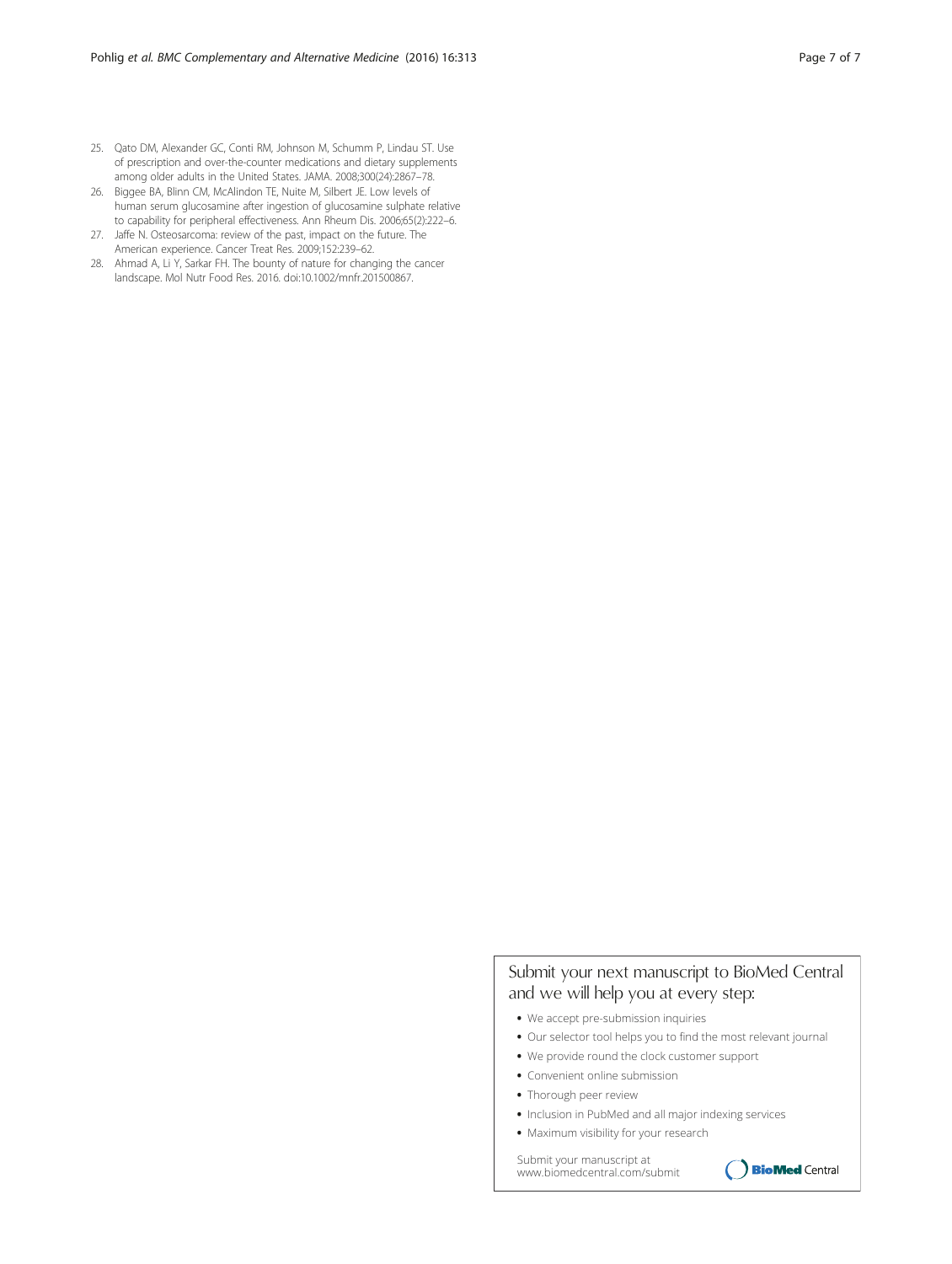25. Qato DM, Alexander GC, Conti RM, Johnson M, Schumm P, Lindau ST. Use of prescription and over-the-counter medications and dietary supplements among older adults in the United States. JAMA. 2008;300(24):2867–78.
26. Biggee BA, Blinn CM, McAlindon TE, Nuite M, Silbert JE. Low levels of human serum glucosamine after ingestion of glucosamine sulphate relative to capability for peripheral effectiveness. Ann Rheum Dis. 2006;65(2):222–6.
27. Jaffe N. Osteosarcoma: review of the past, impact on the future. The American experience. Cancer Treat Res. 2009;152:239–62.
28. Ahmad A, Li Y, Sarkar FH. The bounty of nature for changing the cancer landscape. Mol Nutr Food Res. 2016. doi:10.1002/mnfr.201500867.

Submit your next manuscript to BioMed Central and we will help you at every step:

- We accept pre-submission inquiries
- Our selector tool helps you to find the most relevant journal
- We provide round the clock customer support
- Convenient online submission
- Thorough peer review
- Inclusion in PubMed and all major indexing services
- Maximum visibility for your research

Submit your manuscript at www.biomedcentral.com/submit

BioMed Central